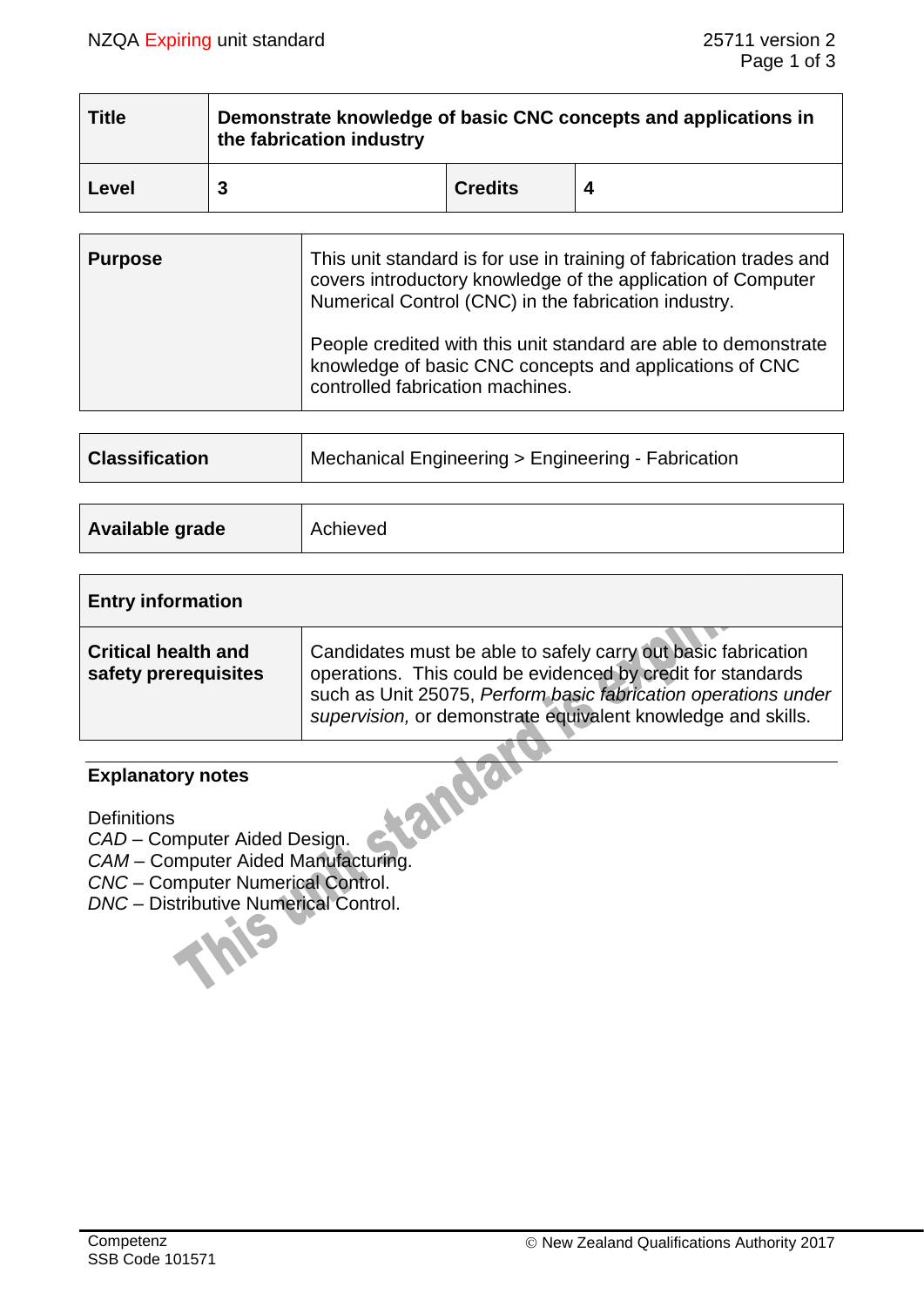| Title | Demonstrate knowledge of basic CNC concepts and applications in the fabrication industry | | |
|---|---|---|---|
| **Level** | **3** | **Credits** | **4** |

| Purpose | This unit standard is for use in training of fabrication trades and covers introductory knowledge of the application of Computer Numerical Control (CNC) in the fabrication industry.<br><br>People credited with this unit standard are able to demonstrate knowledge of basic CNC concepts and applications of CNC controlled fabrication machines. |
|---|---|

| Classification | Mechanical Engineering > Engineering - Fabrication |
|---|---|

| Available grade | Achieved |
|---|---|

| Entry information | |
|---|---|
| **Critical health and safety prerequisites** | Candidates must be able to safely carry out basic fabrication operations. This could be evidenced by credit for standards such as Unit 25075, *Perform basic fabrication operations under supervision,* or demonstrate equivalent knowledge and skills. |

**Explanatory notes**

Definitions
*CAD* – Computer Aided Design.
*CAM* – Computer Aided Manufacturing.
*CNC* – Computer Numerical Control.
*DNC* – Distributive Numerical Control.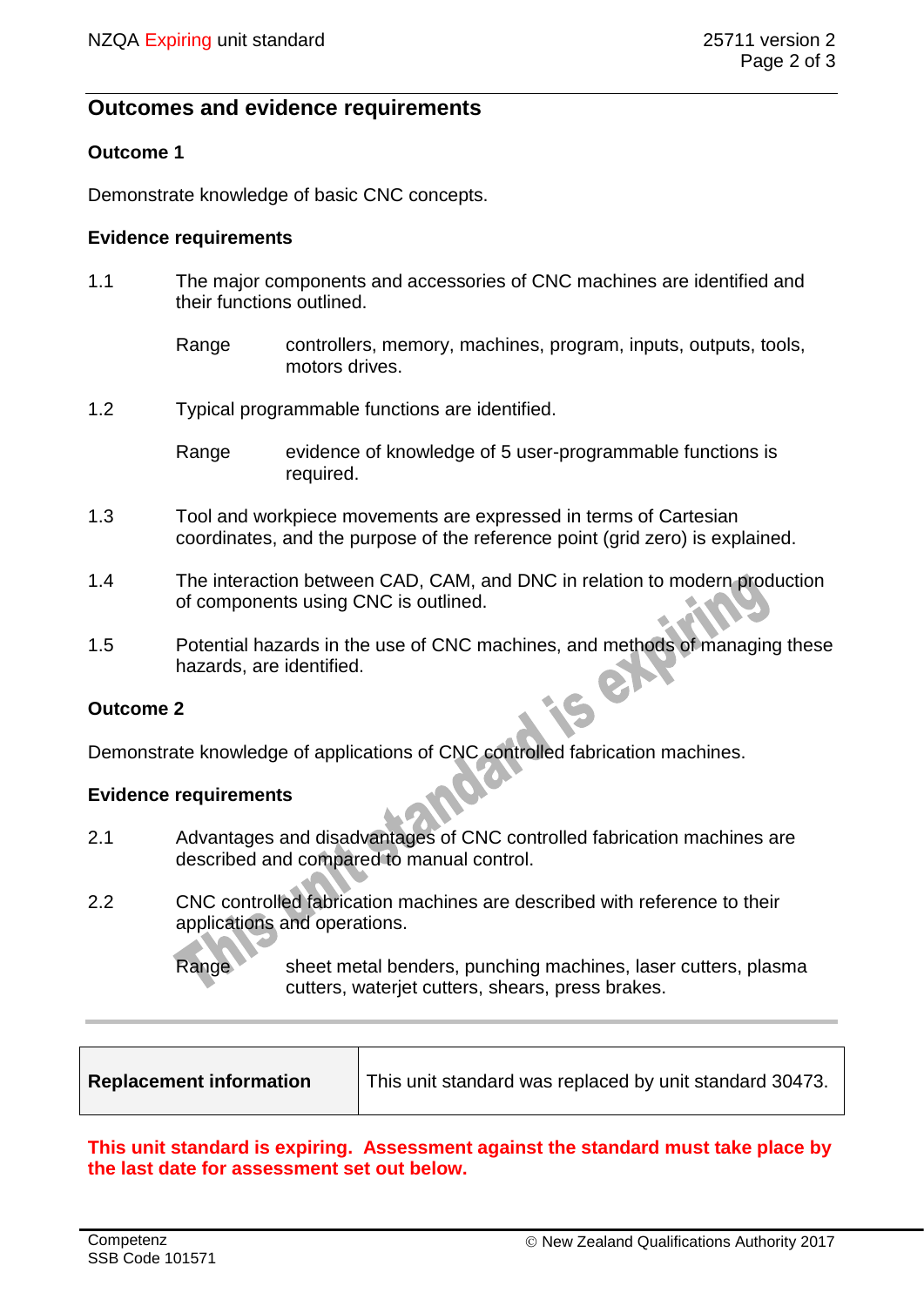## Outcomes and evidence requirements

### Outcome 1

Demonstrate knowledge of basic CNC concepts.

### Evidence requirements

1.1 The major components and accessories of CNC machines are identified and their functions outlined.

Range controllers, memory, machines, program, inputs, outputs, tools, motors drives.

1.2 Typical programmable functions are identified.

Range evidence of knowledge of 5 user-programmable functions is required.

1.3 Tool and workpiece movements are expressed in terms of Cartesian coordinates, and the purpose of the reference point (grid zero) is explained.

1.4 The interaction between CAD, CAM, and DNC in relation to modern production of components using CNC is outlined.

1.5 Potential hazards in the use of CNC machines, and methods of managing these hazards, are identified.

### Outcome 2

Demonstrate knowledge of applications of CNC controlled fabrication machines.

### Evidence requirements

2.1 Advantages and disadvantages of CNC controlled fabrication machines are described and compared to manual control.

2.2 CNC controlled fabrication machines are described with reference to their applications and operations.

Range sheet metal benders, punching machines, laser cutters, plasma cutters, waterjet cutters, shears, press brakes.

| **Replacement information** | This unit standard was replaced by unit standard 30473. |
|---|---|

**This unit standard is expiring. Assessment against the standard must take place by the last date for assessment set out below.**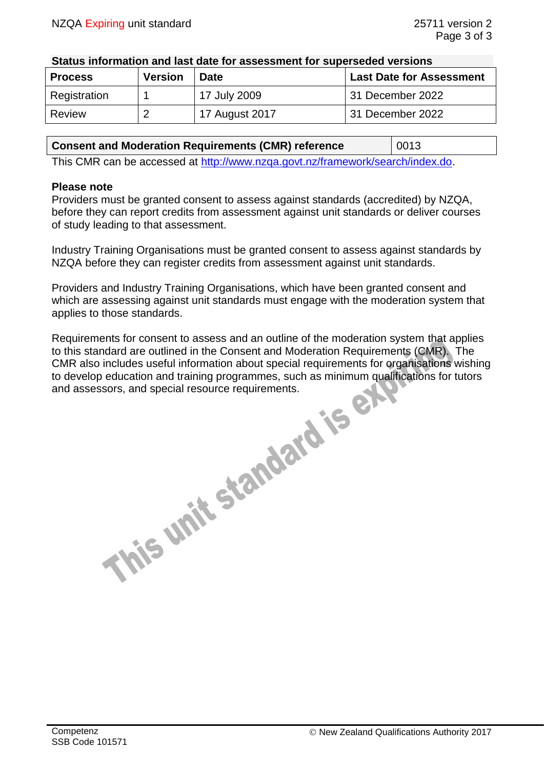**Status information and last date for assessment for superseded versions**

| Process | Version | Date | Last Date for Assessment |
|---|---|---|---|
| Registration | 1 | 17 July 2009 | 31 December 2022 |
| Review | 2 | 17 August 2017 | 31 December 2022 |

| Consent and Moderation Requirements (CMR) reference | 0013 |
|---|---|

This CMR can be accessed at http://www.nzqa.govt.nz/framework/search/index.do.

**Please note**

Providers must be granted consent to assess against standards (accredited) by NZQA, before they can report credits from assessment against unit standards or deliver courses of study leading to that assessment.

Industry Training Organisations must be granted consent to assess against standards by NZQA before they can register credits from assessment against unit standards.

Providers and Industry Training Organisations, which have been granted consent and which are assessing against unit standards must engage with the moderation system that applies to those standards.

Requirements for consent to assess and an outline of the moderation system that applies to this standard are outlined in the Consent and Moderation Requirements (CMR). The CMR also includes useful information about special requirements for organisations wishing to develop education and training programmes, such as minimum qualifications for tutors and assessors, and special resource requirements.

This unit standard is expiring